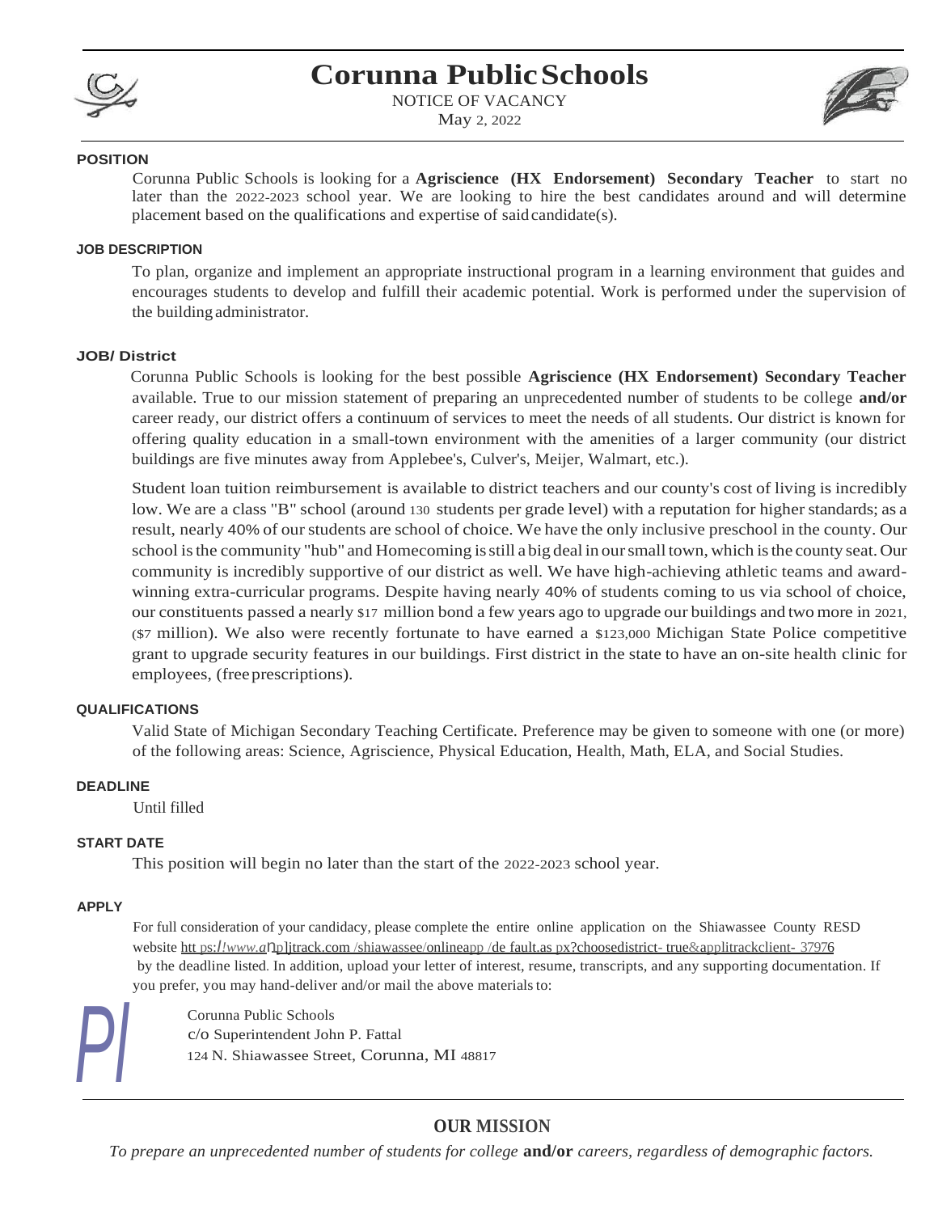# Corunna Public Schools

NOTICE OF VACANCY

May 2, 2022

## POSITION

Corunna Public Schools is looking for a **Agriscience (HX Endorsement) Secondary Teacher** to start no later than the 2022-2023 school year. We are looking to hire the best candidates around and will determine placement based on the qualifications and expertise of said candidate(s).

## JOB DESCRIPTION

To plan, organize and implement an appropriate instructional program in a learning environment that guides and encourages students to develop and fulfill their academic potential. Work is performed under the supervision of the building administrator.

## JOB/ District

Corunna Public Schools is looking for the best possible **Agriscience (HX Endorsement) Secondary Teacher** available. True to our mission statement of preparing an unprecedented number of students to be college **and/or** career ready, our district offers a continuum of services to meet the needs of all students. Our district is known for offering quality education in a small-town environment with the amenities of a larger community (our district buildings are five minutes away from Applebee's, Culver's, Meijer, Walmart, etc.).

Student loan tuition reimbursement is available to district teachers and our county's cost of living is incredibly low. We are a class "B" school (around 130 students per grade level) with a reputation for higher standards; as a result, nearly 40% of our students are school of choice. We have the only inclusive preschool in the county. Our school is the community "hub" and Homecoming is still a big deal in our small town, which is the county seat. Our community is incredibly supportive of our district as well. We have high-achieving athletic teams and award-winning extra-curricular programs. Despite having nearly 40% of students coming to us via school of choice, our constituents passed a nearly $17 million bond a few years ago to upgrade our buildings and two more in 2021, ($7 million). We also were recently fortunate to have earned a $123,000 Michigan State Police competitive grant to upgrade security features in our buildings. First district in the state to have an on-site health clinic for employees, (free prescriptions).

## QUALIFICATIONS

Valid State of Michigan Secondary Teaching Certificate. Preference may be given to someone with one (or more) of the following areas: Science, Agriscience, Physical Education, Health, Math, ELA, and Social Studies.

## DEADLINE

Until filled

## START DATE

This position will begin no later than the start of the 2022-2023 school year.

## APPLY

For full consideration of your candidacy, please complete the entire online application on the Shiawassee County RESD website https://www.applitrack.com/shiawassee/onlineapp/default.aspx?choosedistrict=true&applitrackclient=37976 by the deadline listed. In addition, upload your letter of interest, resume, transcripts, and any supporting documentation. If you prefer, you may hand-deliver and/or mail the above materials to:

Corunna Public Schools
c/o Superintendent John P. Fattal
124 N. Shiawassee Street, Corunna, MI 48817

## OUR MISSION

*To prepare an unprecedented number of students for college* **and/or** *careers, regardless of demographic factors.*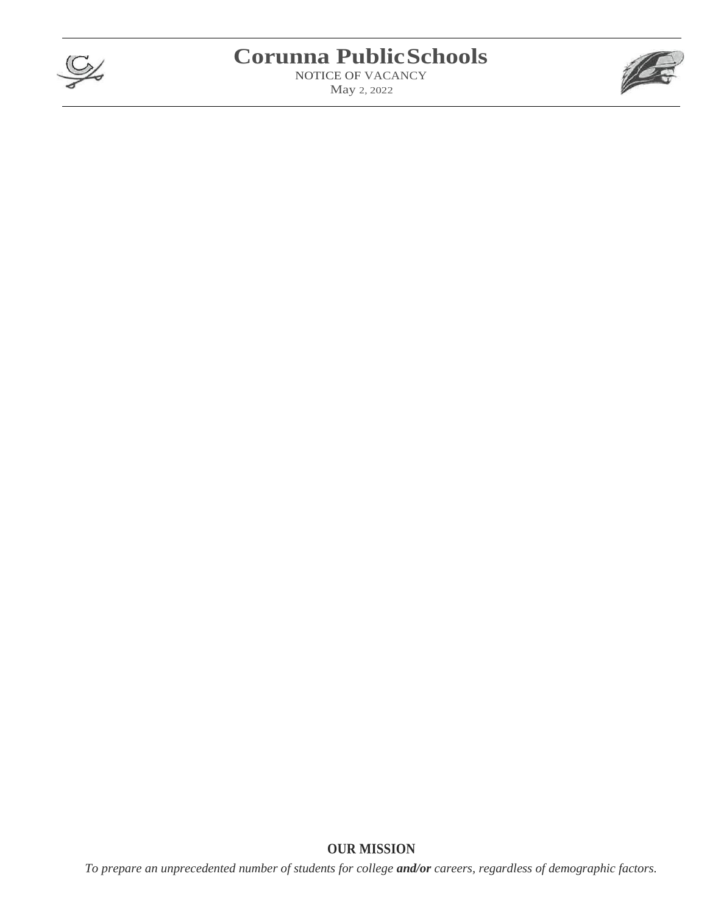# Corunna Public Schools

NOTICE OF VACANCY

May 2, 2022

**OUR MISSION**

*To prepare an unprecedented number of students for college **and/or** careers, regardless of demographic factors.*